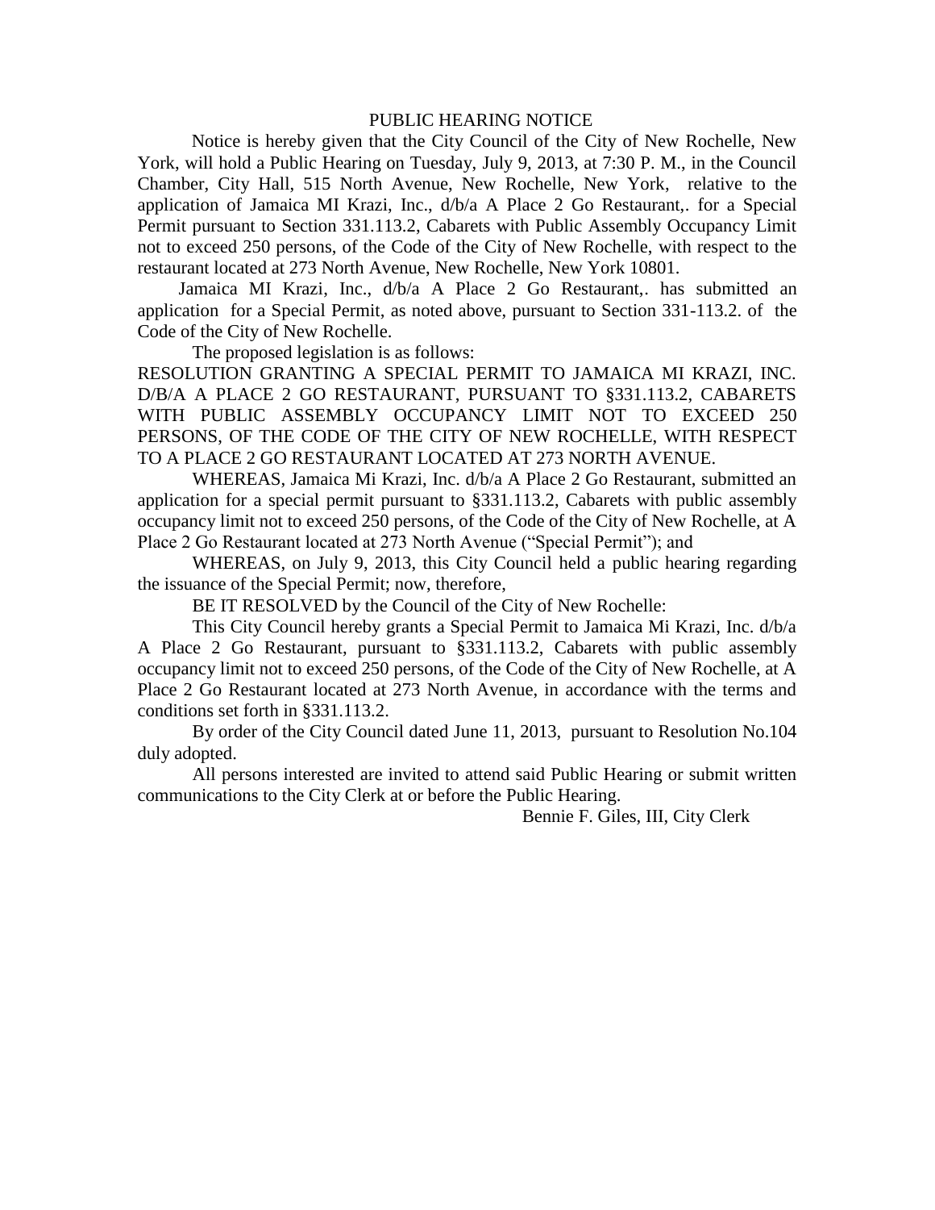# PUBLIC HEARING NOTICE

Notice is hereby given that the City Council of the City of New Rochelle, New York, will hold a Public Hearing on Tuesday, July 9, 2013, at 7:30 P. M., in the Council Chamber, City Hall, 515 North Avenue, New Rochelle, New York, relative to the application of Jamaica MI Krazi, Inc., d/b/a A Place 2 Go Restaurant,. for a Special Permit pursuant to Section 331.113.2, Cabarets with Public Assembly Occupancy Limit not to exceed 250 persons, of the Code of the City of New Rochelle, with respect to the restaurant located at 273 North Avenue, New Rochelle, New York 10801.

Jamaica MI Krazi, Inc., d/b/a A Place 2 Go Restaurant,. has submitted an application for a Special Permit, as noted above, pursuant to Section 331-113.2. of the Code of the City of New Rochelle.

The proposed legislation is as follows:

RESOLUTION GRANTING A SPECIAL PERMIT TO JAMAICA MI KRAZI, INC. D/B/A A PLACE 2 GO RESTAURANT, PURSUANT TO §331.113.2, CABARETS WITH PUBLIC ASSEMBLY OCCUPANCY LIMIT NOT TO EXCEED 250 PERSONS, OF THE CODE OF THE CITY OF NEW ROCHELLE, WITH RESPECT TO A PLACE 2 GO RESTAURANT LOCATED AT 273 NORTH AVENUE.

WHEREAS, Jamaica Mi Krazi, Inc. d/b/a A Place 2 Go Restaurant, submitted an application for a special permit pursuant to §331.113.2, Cabarets with public assembly occupancy limit not to exceed 250 persons, of the Code of the City of New Rochelle, at A Place 2 Go Restaurant located at 273 North Avenue ("Special Permit"); and

WHEREAS, on July 9, 2013, this City Council held a public hearing regarding the issuance of the Special Permit; now, therefore,

BE IT RESOLVED by the Council of the City of New Rochelle:

This City Council hereby grants a Special Permit to Jamaica Mi Krazi, Inc. d/b/a A Place 2 Go Restaurant, pursuant to §331.113.2, Cabarets with public assembly occupancy limit not to exceed 250 persons, of the Code of the City of New Rochelle, at A Place 2 Go Restaurant located at 273 North Avenue, in accordance with the terms and conditions set forth in §331.113.2.

By order of the City Council dated June 11, 2013, pursuant to Resolution No.104 duly adopted.

All persons interested are invited to attend said Public Hearing or submit written communications to the City Clerk at or before the Public Hearing.

Bennie F. Giles, III, City Clerk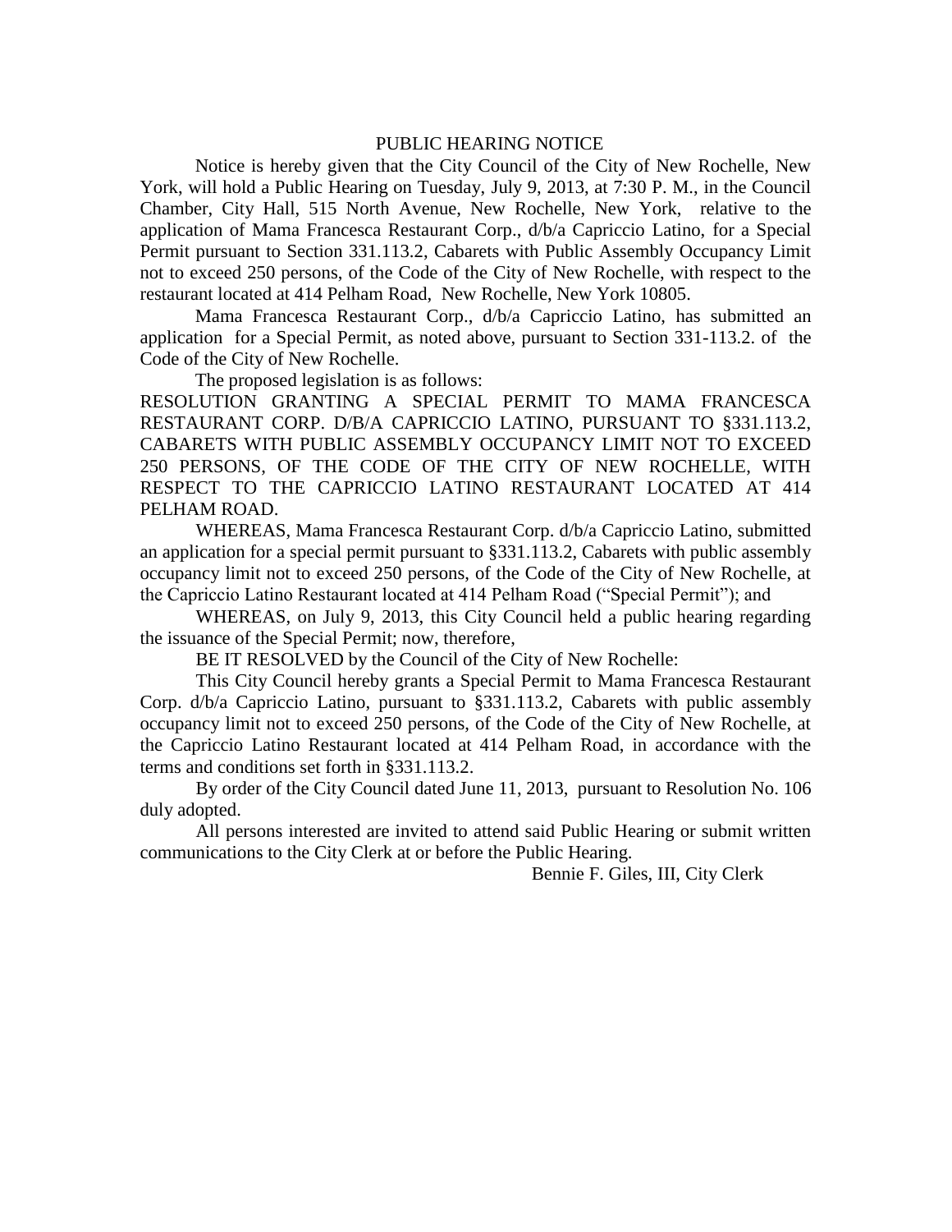PUBLIC HEARING NOTICE

Notice is hereby given that the City Council of the City of New Rochelle, New York, will hold a Public Hearing on Tuesday, July 9, 2013, at 7:30 P. M., in the Council Chamber, City Hall, 515 North Avenue, New Rochelle, New York, relative to the application of Mama Francesca Restaurant Corp., d/b/a Capriccio Latino, for a Special Permit pursuant to Section 331.113.2, Cabarets with Public Assembly Occupancy Limit not to exceed 250 persons, of the Code of the City of New Rochelle, with respect to the restaurant located at 414 Pelham Road, New Rochelle, New York 10805.

Mama Francesca Restaurant Corp., d/b/a Capriccio Latino, has submitted an application for a Special Permit, as noted above, pursuant to Section 331-113.2. of the Code of the City of New Rochelle.

The proposed legislation is as follows:

RESOLUTION GRANTING A SPECIAL PERMIT TO MAMA FRANCESCA RESTAURANT CORP. D/B/A CAPRICCIO LATINO, PURSUANT TO §331.113.2, CABARETS WITH PUBLIC ASSEMBLY OCCUPANCY LIMIT NOT TO EXCEED 250 PERSONS, OF THE CODE OF THE CITY OF NEW ROCHELLE, WITH RESPECT TO THE CAPRICCIO LATINO RESTAURANT LOCATED AT 414 PELHAM ROAD.

WHEREAS, Mama Francesca Restaurant Corp. d/b/a Capriccio Latino, submitted an application for a special permit pursuant to §331.113.2, Cabarets with public assembly occupancy limit not to exceed 250 persons, of the Code of the City of New Rochelle, at the Capriccio Latino Restaurant located at 414 Pelham Road ("Special Permit"); and

WHEREAS, on July 9, 2013, this City Council held a public hearing regarding the issuance of the Special Permit; now, therefore,

BE IT RESOLVED by the Council of the City of New Rochelle:

This City Council hereby grants a Special Permit to Mama Francesca Restaurant Corp. d/b/a Capriccio Latino, pursuant to §331.113.2, Cabarets with public assembly occupancy limit not to exceed 250 persons, of the Code of the City of New Rochelle, at the Capriccio Latino Restaurant located at 414 Pelham Road, in accordance with the terms and conditions set forth in §331.113.2.

By order of the City Council dated June 11, 2013, pursuant to Resolution No. 106 duly adopted.

All persons interested are invited to attend said Public Hearing or submit written communications to the City Clerk at or before the Public Hearing.

Bennie F. Giles, III, City Clerk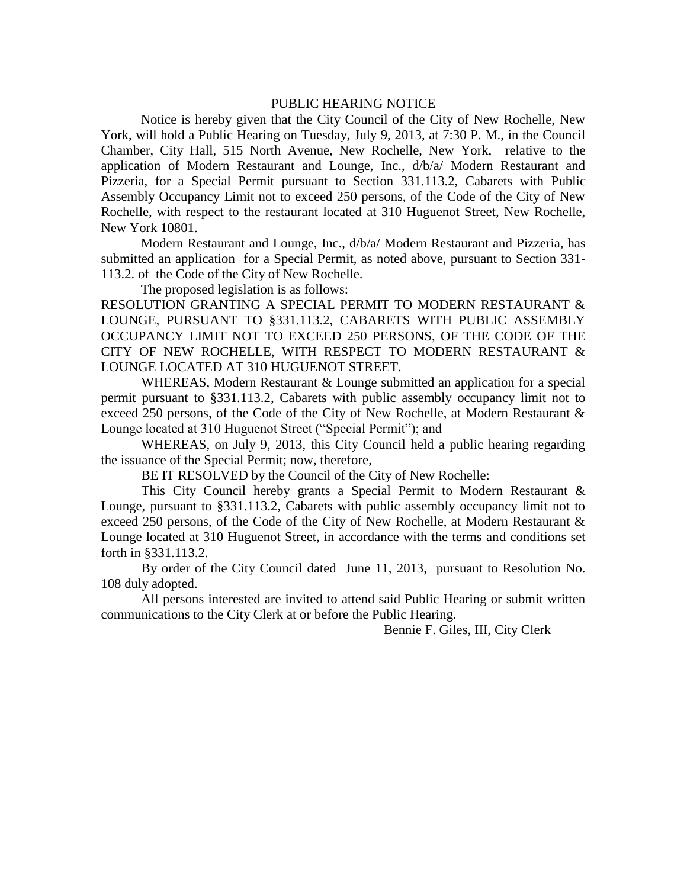# PUBLIC HEARING NOTICE

Notice is hereby given that the City Council of the City of New Rochelle, New York, will hold a Public Hearing on Tuesday, July 9, 2013, at 7:30 P. M., in the Council Chamber, City Hall, 515 North Avenue, New Rochelle, New York, relative to the application of Modern Restaurant and Lounge, Inc., d/b/a/ Modern Restaurant and Pizzeria, for a Special Permit pursuant to Section 331.113.2, Cabarets with Public Assembly Occupancy Limit not to exceed 250 persons, of the Code of the City of New Rochelle, with respect to the restaurant located at 310 Huguenot Street, New Rochelle, New York 10801.

Modern Restaurant and Lounge, Inc., d/b/a/ Modern Restaurant and Pizzeria, has submitted an application for a Special Permit, as noted above, pursuant to Section 331-113.2. of the Code of the City of New Rochelle.

The proposed legislation is as follows:

RESOLUTION GRANTING A SPECIAL PERMIT TO MODERN RESTAURANT & LOUNGE, PURSUANT TO §331.113.2, CABARETS WITH PUBLIC ASSEMBLY OCCUPANCY LIMIT NOT TO EXCEED 250 PERSONS, OF THE CODE OF THE CITY OF NEW ROCHELLE, WITH RESPECT TO MODERN RESTAURANT & LOUNGE LOCATED AT 310 HUGUENOT STREET.

WHEREAS, Modern Restaurant & Lounge submitted an application for a special permit pursuant to §331.113.2, Cabarets with public assembly occupancy limit not to exceed 250 persons, of the Code of the City of New Rochelle, at Modern Restaurant & Lounge located at 310 Huguenot Street ("Special Permit"); and

WHEREAS, on July 9, 2013, this City Council held a public hearing regarding the issuance of the Special Permit; now, therefore,

BE IT RESOLVED by the Council of the City of New Rochelle:

This City Council hereby grants a Special Permit to Modern Restaurant & Lounge, pursuant to §331.113.2, Cabarets with public assembly occupancy limit not to exceed 250 persons, of the Code of the City of New Rochelle, at Modern Restaurant & Lounge located at 310 Huguenot Street, in accordance with the terms and conditions set forth in §331.113.2.

By order of the City Council dated June 11, 2013, pursuant to Resolution No. 108 duly adopted.

All persons interested are invited to attend said Public Hearing or submit written communications to the City Clerk at or before the Public Hearing.

Bennie F. Giles, III, City Clerk